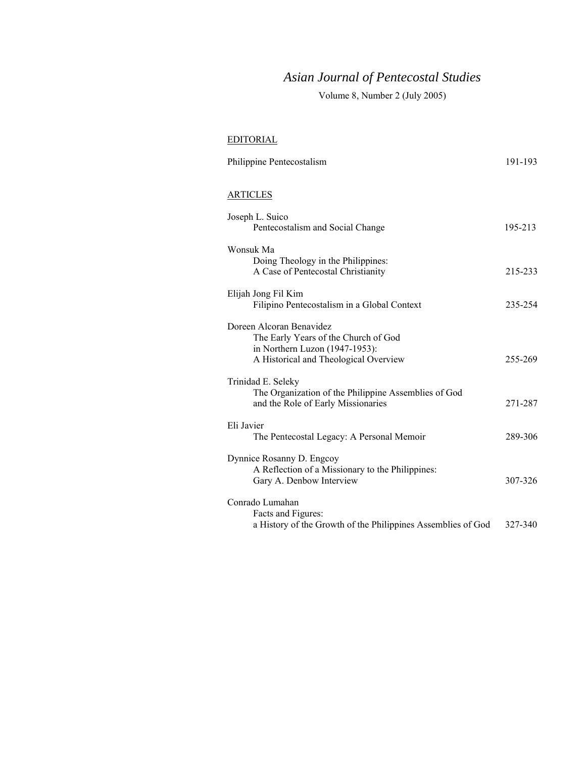# *Asian Journal of Pentecostal Studies*

Volume 8, Number 2 (July 2005)

## EDITORIAL

Philippine Pentecostalism 191-193

## ARTICLES

Joseph L. Suico
Pentecostalism and Social Change 195-213

Wonsuk Ma
Doing Theology in the Philippines:
A Case of Pentecostal Christianity 215-233

Elijah Jong Fil Kim
Filipino Pentecostalism in a Global Context 235-254

Doreen Alcoran Benavidez
The Early Years of the Church of God
in Northern Luzon (1947-1953):
A Historical and Theological Overview 255-269

Trinidad E. Seleky
The Organization of the Philippine Assemblies of God
and the Role of Early Missionaries 271-287

Eli Javier
The Pentecostal Legacy: A Personal Memoir 289-306

Dynnice Rosanny D. Engcoy
A Reflection of a Missionary to the Philippines:
Gary A. Denbow Interview 307-326

Conrado Lumahan
Facts and Figures:
a History of the Growth of the Philippines Assemblies of God 327-340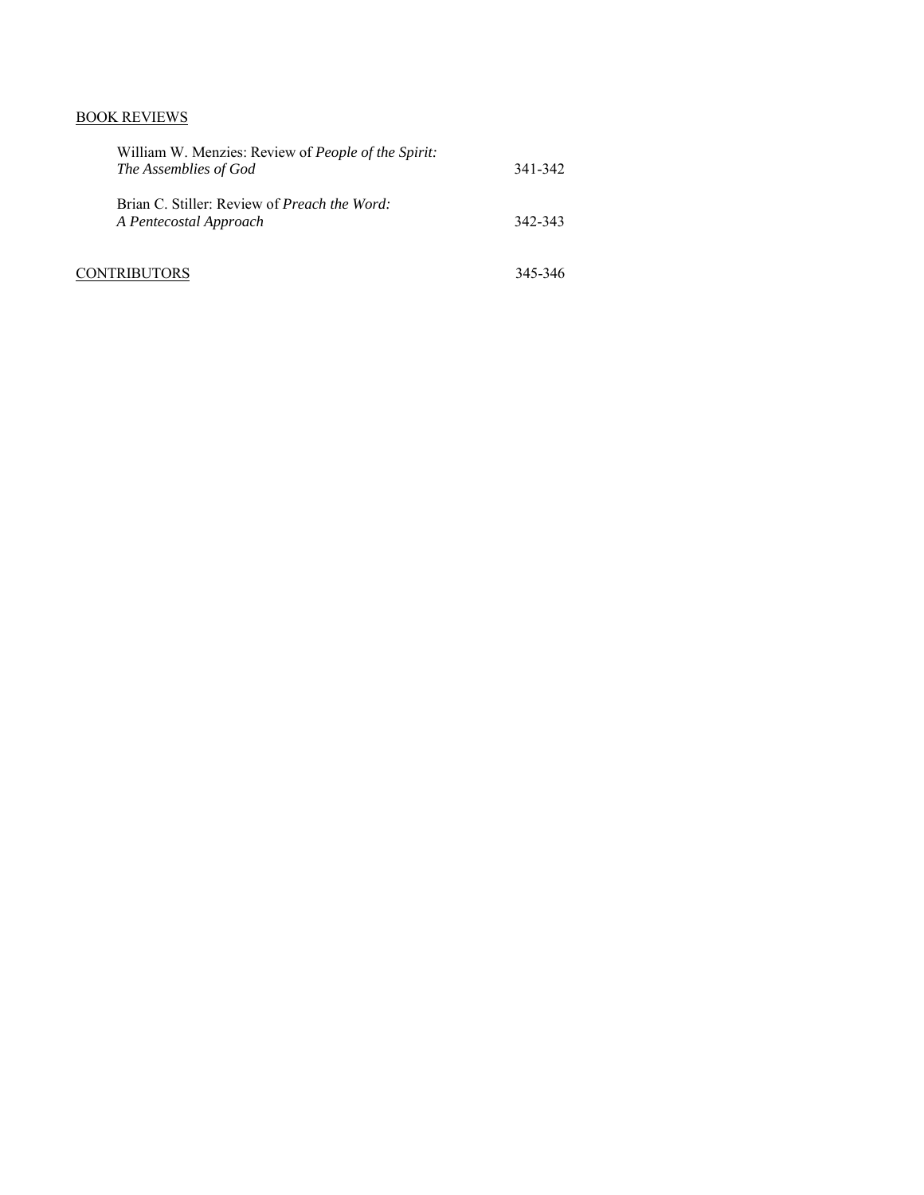BOOK REVIEWS

| | |
|---|---|
| William W. Menzies: Review of *People of the Spirit: The Assemblies of God* | 341-342 |
| Brian C. Stiller: Review of *Preach the Word: A Pentecostal Approach* | 342-343 |

CONTRIBUTORS 345-346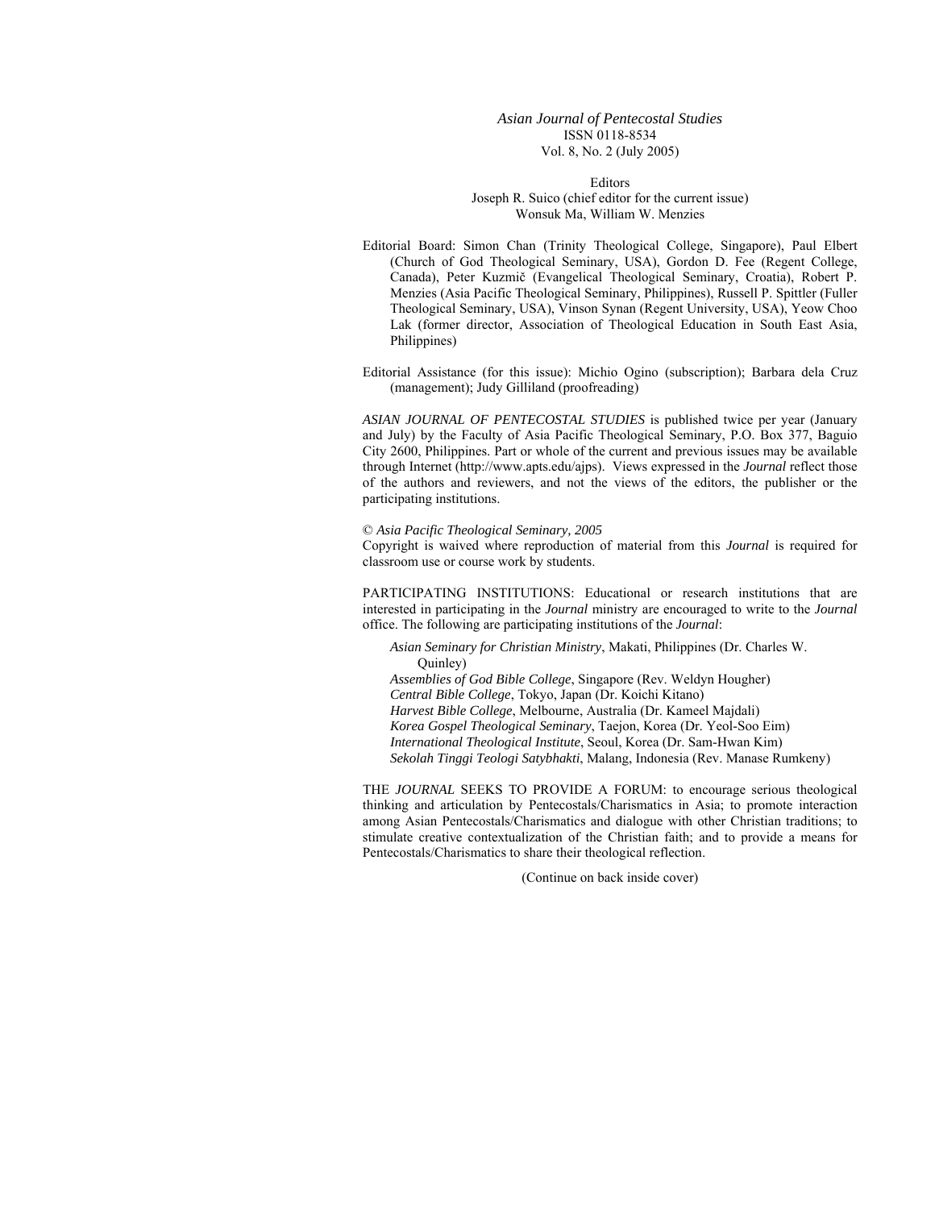*Asian Journal of Pentecostal Studies*
ISSN 0118-8534
Vol. 8, No. 2 (July 2005)

Editors
Joseph R. Suico (chief editor for the current issue)
Wonsuk Ma, William W. Menzies

Editorial Board: Simon Chan (Trinity Theological College, Singapore), Paul Elbert (Church of God Theological Seminary, USA), Gordon D. Fee (Regent College, Canada), Peter Kuzmič (Evangelical Theological Seminary, Croatia), Robert P. Menzies (Asia Pacific Theological Seminary, Philippines), Russell P. Spittler (Fuller Theological Seminary, USA), Vinson Synan (Regent University, USA), Yeow Choo Lak (former director, Association of Theological Education in South East Asia, Philippines)

Editorial Assistance (for this issue): Michio Ogino (subscription); Barbara dela Cruz (management); Judy Gilliland (proofreading)

*ASIAN JOURNAL OF PENTECOSTAL STUDIES* is published twice per year (January and July) by the Faculty of Asia Pacific Theological Seminary, P.O. Box 377, Baguio City 2600, Philippines. Part or whole of the current and previous issues may be available through Internet (http://www.apts.edu/ajps). Views expressed in the *Journal* reflect those of the authors and reviewers, and not the views of the editors, the publisher or the participating institutions.

© *Asia Pacific Theological Seminary, 2005*
Copyright is waived where reproduction of material from this *Journal* is required for classroom use or course work by students.

PARTICIPATING INSTITUTIONS: Educational or research institutions that are interested in participating in the *Journal* ministry are encouraged to write to the *Journal* office. The following are participating institutions of the *Journal*:

*Asian Seminary for Christian Ministry*, Makati, Philippines (Dr. Charles W. Quinley)
*Assemblies of God Bible College*, Singapore (Rev. Weldyn Hougher)
*Central Bible College*, Tokyo, Japan (Dr. Koichi Kitano)
*Harvest Bible College*, Melbourne, Australia (Dr. Kameel Majdali)
*Korea Gospel Theological Seminary*, Taejon, Korea (Dr. Yeol-Soo Eim)
*International Theological Institute*, Seoul, Korea (Dr. Sam-Hwan Kim)
*Sekolah Tinggi Teologi Satybhakti*, Malang, Indonesia (Rev. Manase Rumkeny)

THE *JOURNAL* SEEKS TO PROVIDE A FORUM: to encourage serious theological thinking and articulation by Pentecostals/Charismatics in Asia; to promote interaction among Asian Pentecostals/Charismatics and dialogue with other Christian traditions; to stimulate creative contextualization of the Christian faith; and to provide a means for Pentecostals/Charismatics to share their theological reflection.

(Continue on back inside cover)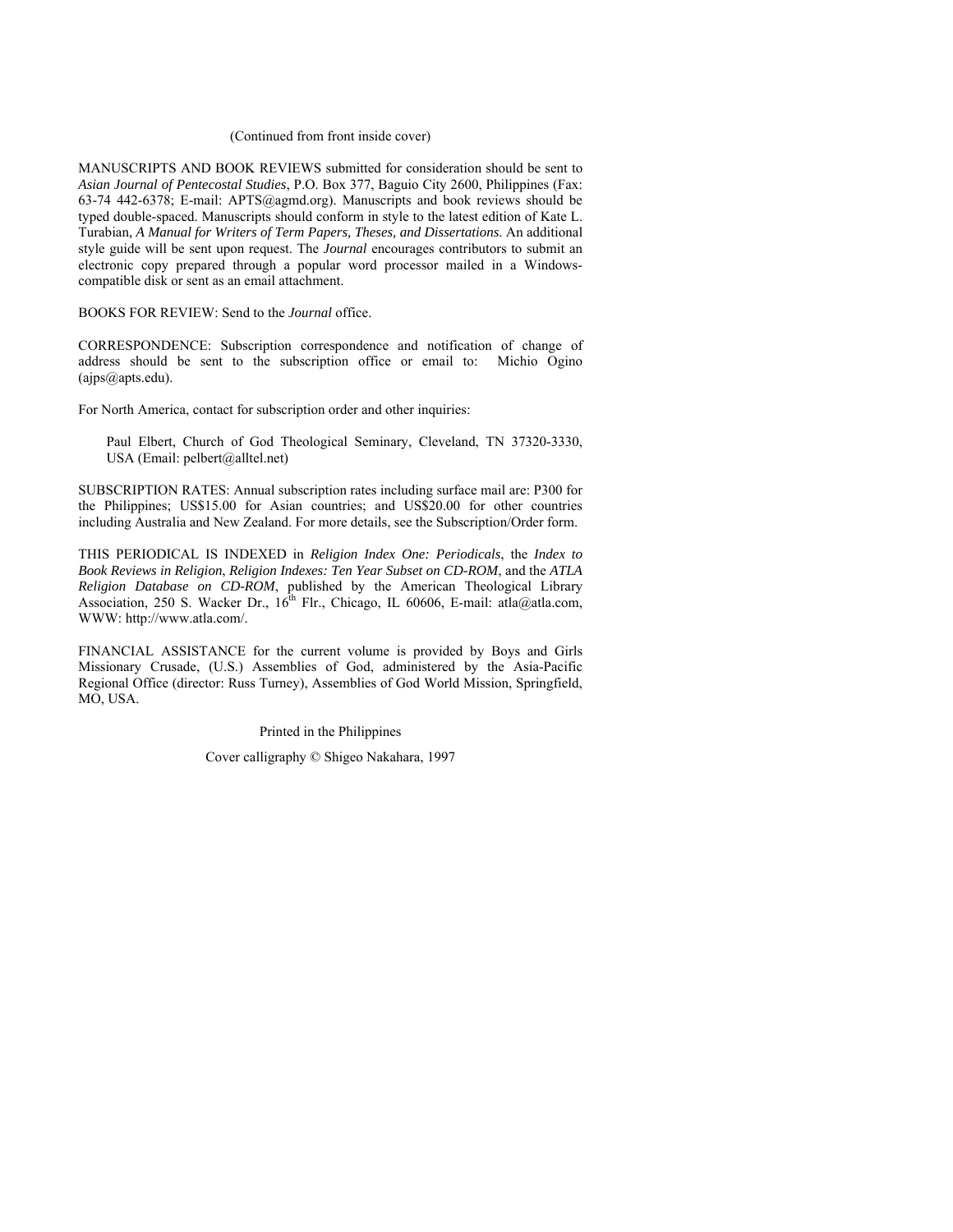(Continued from front inside cover)

MANUSCRIPTS AND BOOK REVIEWS submitted for consideration should be sent to *Asian Journal of Pentecostal Studies*, P.O. Box 377, Baguio City 2600, Philippines (Fax: 63-74 442-6378; E-mail: APTS@agmd.org). Manuscripts and book reviews should be typed double-spaced. Manuscripts should conform in style to the latest edition of Kate L. Turabian, *A Manual for Writers of Term Papers, Theses, and Dissertations*. An additional style guide will be sent upon request. The *Journal* encourages contributors to submit an electronic copy prepared through a popular word processor mailed in a Windows-compatible disk or sent as an email attachment.

BOOKS FOR REVIEW: Send to the *Journal* office.

CORRESPONDENCE: Subscription correspondence and notification of change of address should be sent to the subscription office or email to: Michio Ogino (ajps@apts.edu).

For North America, contact for subscription order and other inquiries:

> Paul Elbert, Church of God Theological Seminary, Cleveland, TN 37320-3330, USA (Email: pelbert@alltel.net)

SUBSCRIPTION RATES: Annual subscription rates including surface mail are: P300 for the Philippines; US$15.00 for Asian countries; and US$20.00 for other countries including Australia and New Zealand. For more details, see the Subscription/Order form.

THIS PERIODICAL IS INDEXED in *Religion Index One: Periodicals*, the *Index to Book Reviews in Religion*, *Religion Indexes: Ten Year Subset on CD-ROM*, and the *ATLA Religion Database on CD-ROM*, published by the American Theological Library Association, 250 S. Wacker Dr., 16th Flr., Chicago, IL 60606, E-mail: atla@atla.com, WWW: http://www.atla.com/.

FINANCIAL ASSISTANCE for the current volume is provided by Boys and Girls Missionary Crusade, (U.S.) Assemblies of God, administered by the Asia-Pacific Regional Office (director: Russ Turney), Assemblies of God World Mission, Springfield, MO, USA.

Printed in the Philippines

Cover calligraphy © Shigeo Nakahara, 1997